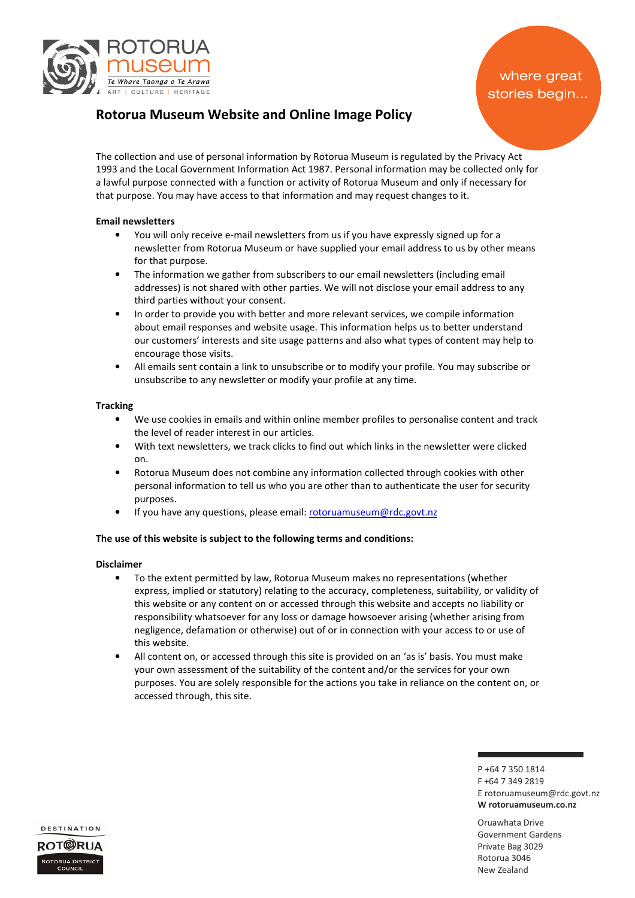# Rotorua Museum Website and Online Image Policy

The collection and use of personal information by Rotorua Museum is regulated by the Privacy Act 1993 and the Local Government Information Act 1987. Personal information may be collected only for a lawful purpose connected with a function or activity of Rotorua Museum and only if necessary for that purpose. You may have access to that information and may request changes to it.

**Email newsletters**

- You will only receive e-mail newsletters from us if you have expressly signed up for a newsletter from Rotorua Museum or have supplied your email address to us by other means for that purpose.
- The information we gather from subscribers to our email newsletters (including email addresses) is not shared with other parties. We will not disclose your email address to any third parties without your consent.
- In order to provide you with better and more relevant services, we compile information about email responses and website usage. This information helps us to better understand our customers' interests and site usage patterns and also what types of content may help to encourage those visits.
- All emails sent contain a link to unsubscribe or to modify your profile. You may subscribe or unsubscribe to any newsletter or modify your profile at any time.

**Tracking**

- We use cookies in emails and within online member profiles to personalise content and track the level of reader interest in our articles.
- With text newsletters, we track clicks to find out which links in the newsletter were clicked on.
- Rotorua Museum does not combine any information collected through cookies with other personal information to tell us who you are other than to authenticate the user for security purposes.
- If you have any questions, please email: rotoruamuseum@rdc.govt.nz

**The use of this website is subject to the following terms and conditions:**

**Disclaimer**

- To the extent permitted by law, Rotorua Museum makes no representations (whether express, implied or statutory) relating to the accuracy, completeness, suitability, or validity of this website or any content on or accessed through this website and accepts no liability or responsibility whatsoever for any loss or damage howsoever arising (whether arising from negligence, defamation or otherwise) out of or in connection with your access to or use of this website.
- All content on, or accessed through this site is provided on an 'as is' basis. You must make your own assessment of the suitability of the content and/or the services for your own purposes. You are solely responsible for the actions you take in reliance on the content on, or accessed through, this site.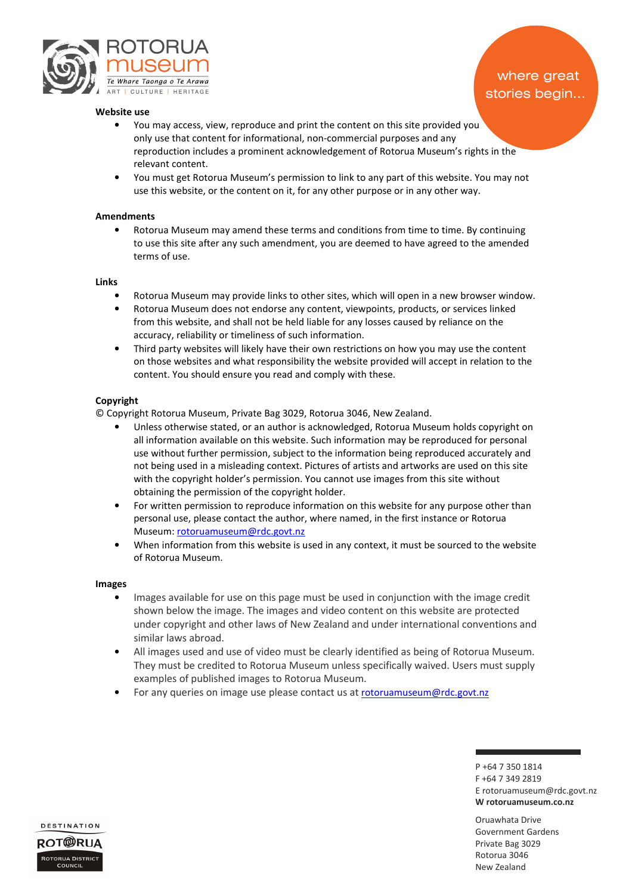### Website use

- You may access, view, reproduce and print the content on this site provided you only use that content for informational, non-commercial purposes and any reproduction includes a prominent acknowledgement of Rotorua Museum's rights in the relevant content.
- You must get Rotorua Museum's permission to link to any part of this website. You may not use this website, or the content on it, for any other purpose or in any other way.

### Amendments

- Rotorua Museum may amend these terms and conditions from time to time. By continuing to use this site after any such amendment, you are deemed to have agreed to the amended terms of use.

### Links

- Rotorua Museum may provide links to other sites, which will open in a new browser window.
- Rotorua Museum does not endorse any content, viewpoints, products, or services linked from this website, and shall not be held liable for any losses caused by reliance on the accuracy, reliability or timeliness of such information.
- Third party websites will likely have their own restrictions on how you may use the content on those websites and what responsibility the website provided will accept in relation to the content. You should ensure you read and comply with these.

### Copyright

© Copyright Rotorua Museum, Private Bag 3029, Rotorua 3046, New Zealand.

- Unless otherwise stated, or an author is acknowledged, Rotorua Museum holds copyright on all information available on this website. Such information may be reproduced for personal use without further permission, subject to the information being reproduced accurately and not being used in a misleading context. Pictures of artists and artworks are used on this site with the copyright holder's permission. You cannot use images from this site without obtaining the permission of the copyright holder.
- For written permission to reproduce information on this website for any purpose other than personal use, please contact the author, where named, in the first instance or Rotorua Museum: rotoruamuseum@rdc.govt.nz
- When information from this website is used in any context, it must be sourced to the website of Rotorua Museum.

### Images

- Images available for use on this page must be used in conjunction with the image credit shown below the image. The images and video content on this website are protected under copyright and other laws of New Zealand and under international conventions and similar laws abroad.
- All images used and use of video must be clearly identified as being of Rotorua Museum. They must be credited to Rotorua Museum unless specifically waived. Users must supply examples of published images to Rotorua Museum.
- For any queries on image use please contact us at rotoruamuseum@rdc.govt.nz

P +64 7 350 1814
F +64 7 349 2819
E rotoruamuseum@rdc.govt.nz
**W rotoruamuseum.co.nz**

Oruawhata Drive
Government Gardens
Private Bag 3029
Rotorua 3046
New Zealand